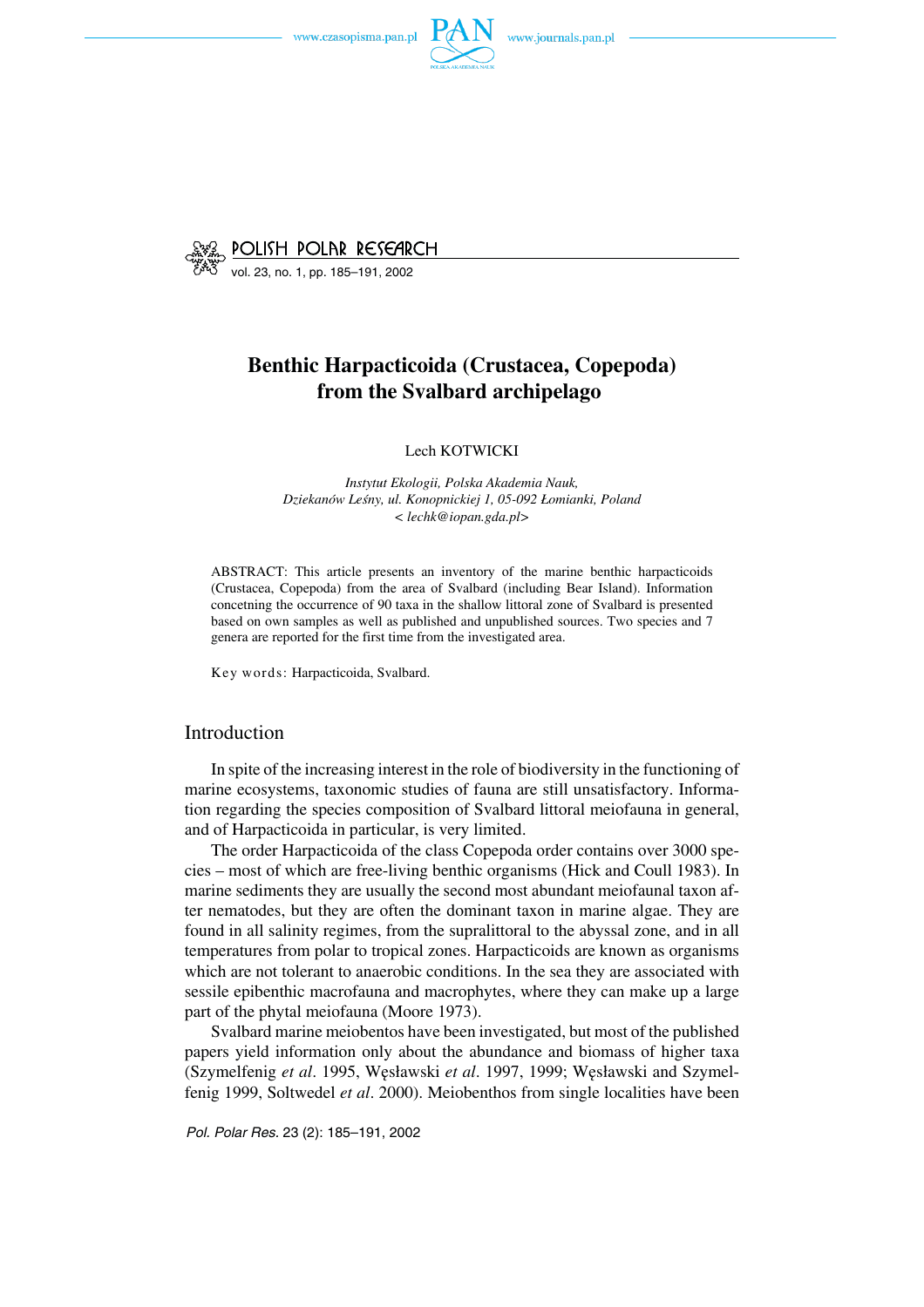# Benthic Harpacticoida (Crustacea, Copepoda) from the Svalbard archipelago

Lech KOTWICKI

*Instytut Ekologii, Polska Akademia Nauk, Dziekanów Leśny, ul. Konopnickiej 1, 05-092 Łomianki, Poland*
*< lechk@iopan.gda.pl>*

ABSTRACT: This article presents an inventory of the marine benthic harpacticoids (Crustacea, Copepoda) from the area of Svalbard (including Bear Island). Information concetning the occurrence of 90 taxa in the shallow littoral zone of Svalbard is presented based on own samples as well as published and unpublished sources. Two species and 7 genera are reported for the first time from the investigated area.

Key words: Harpacticoida, Svalbard.

## Introduction

In spite of the increasing interest in the role of biodiversity in the functioning of marine ecosystems, taxonomic studies of fauna are still unsatisfactory. Information regarding the species composition of Svalbard littoral meiofauna in general, and of Harpacticoida in particular, is very limited.

The order Harpacticoida of the class Copepoda order contains over 3000 species – most of which are free-living benthic organisms (Hick and Coull 1983). In marine sediments they are usually the second most abundant meiofaunal taxon after nematodes, but they are often the dominant taxon in marine algae. They are found in all salinity regimes, from the supralittoral to the abyssal zone, and in all temperatures from polar to tropical zones. Harpacticoids are known as organisms which are not tolerant to anaerobic conditions. In the sea they are associated with sessile epibenthic macrofauna and macrophytes, where they can make up a large part of the phytal meiofauna (Moore 1973).

Svalbard marine meiobentos have been investigated, but most of the published papers yield information only about the abundance and biomass of higher taxa (Szymelfenig *et al*. 1995, Węsławski *et al*. 1997, 1999; Węsławski and Szymelfenig 1999, Soltwedel *et al*. 2000). Meiobenthos from single localities have been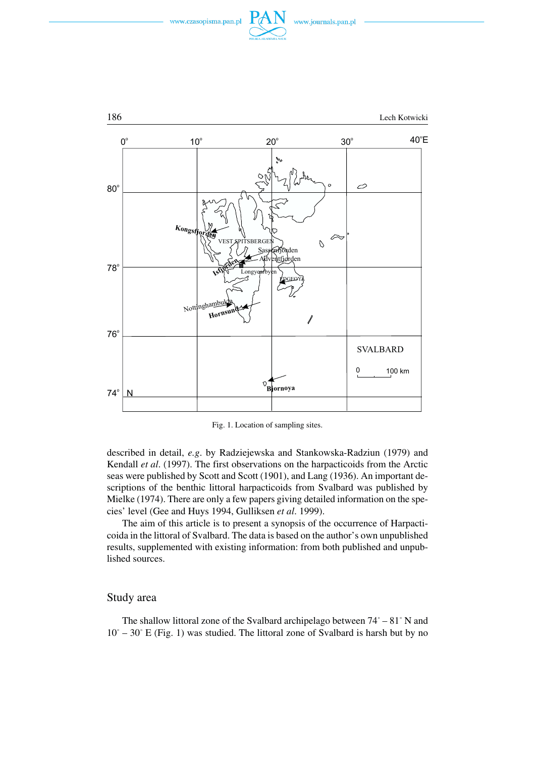Fig. 1. Location of sampling sites.

described in detail, *e.g*. by Radziejewska and Stankowska-Radziun (1979) and Kendall *et al*. (1997). The first observations on the harpacticoids from the Arctic seas were published by Scott and Scott (1901), and Lang (1936). An important descriptions of the benthic littoral harpacticoids from Svalbard was published by Mielke (1974). There are only a few papers giving detailed information on the species' level (Gee and Huys 1994, Gulliksen *et al*. 1999).

The aim of this article is to present a synopsis of the occurrence of Harpacticoida in the littoral of Svalbard. The data is based on the author's own unpublished results, supplemented with existing information: from both published and unpublished sources.

## Study area

The shallow littoral zone of the Svalbard archipelago between 74° – 81° N and 10° – 30° E (Fig. 1) was studied. The littoral zone of Svalbard is harsh but by no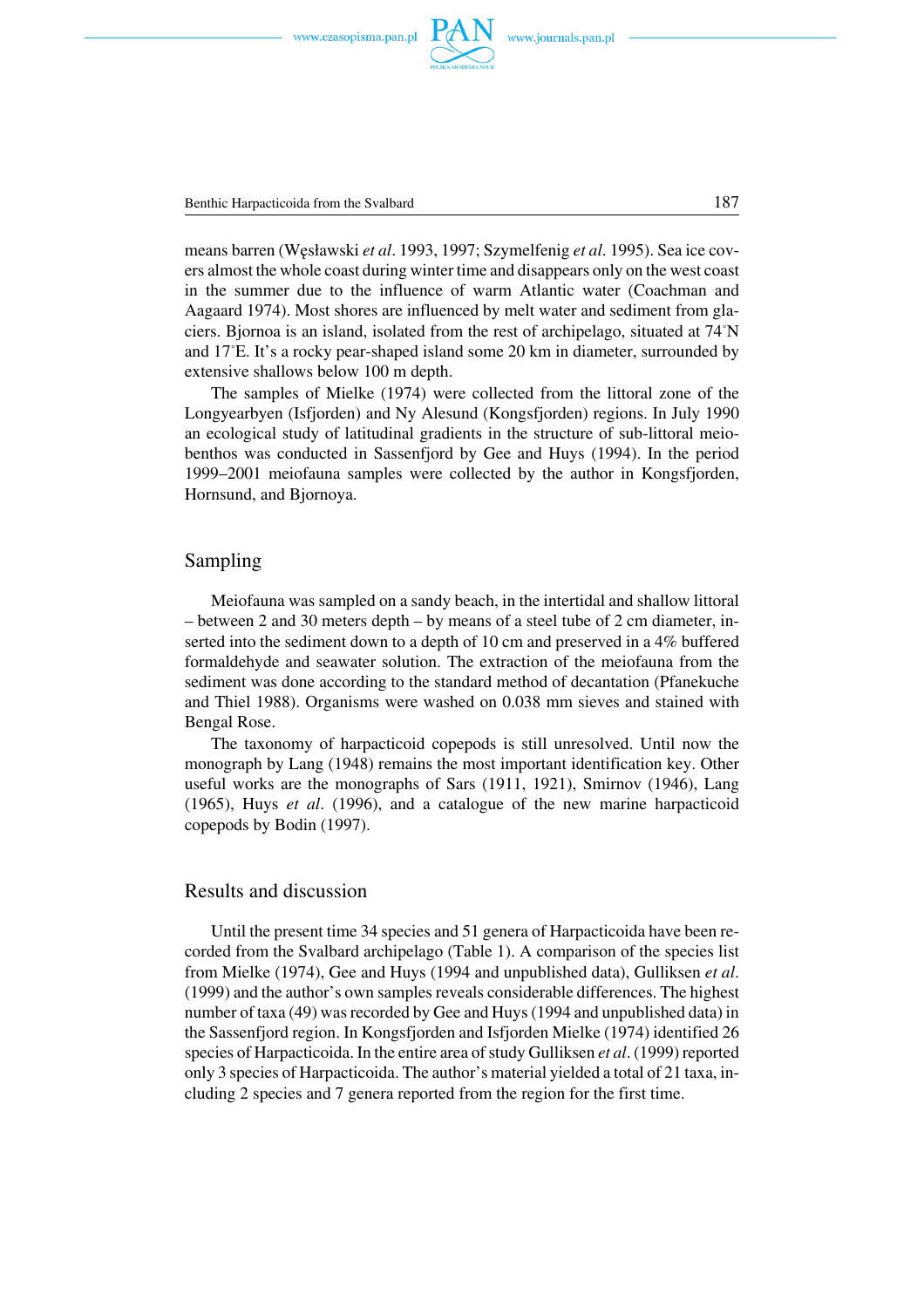means barren (Węsławski *et al*. 1993, 1997; Szymelfenig *et al*. 1995). Sea ice covers almost the whole coast during winter time and disappears only on the west coast in the summer due to the influence of warm Atlantic water (Coachman and Aagaard 1974). Most shores are influenced by melt water and sediment from glaciers. Bjornoa is an island, isolated from the rest of archipelago, situated at 74°N and 17°E. It's a rocky pear-shaped island some 20 km in diameter, surrounded by extensive shallows below 100 m depth.

The samples of Mielke (1974) were collected from the littoral zone of the Longyearbyen (Isfjorden) and Ny Alesund (Kongsfjorden) regions. In July 1990 an ecological study of latitudinal gradients in the structure of sub-littoral meiobenthos was conducted in Sassenfjord by Gee and Huys (1994). In the period 1999–2001 meiofauna samples were collected by the author in Kongsfjorden, Hornsund, and Bjornoya.

## Sampling

Meiofauna was sampled on a sandy beach, in the intertidal and shallow littoral – between 2 and 30 meters depth – by means of a steel tube of 2 cm diameter, inserted into the sediment down to a depth of 10 cm and preserved in a 4% buffered formaldehyde and seawater solution. The extraction of the meiofauna from the sediment was done according to the standard method of decantation (Pfanekuche and Thiel 1988). Organisms were washed on 0.038 mm sieves and stained with Bengal Rose.

The taxonomy of harpacticoid copepods is still unresolved. Until now the monograph by Lang (1948) remains the most important identification key. Other useful works are the monographs of Sars (1911, 1921), Smirnov (1946), Lang (1965), Huys *et al*. (1996), and a catalogue of the new marine harpacticoid copepods by Bodin (1997).

## Results and discussion

Until the present time 34 species and 51 genera of Harpacticoida have been recorded from the Svalbard archipelago (Table 1). A comparison of the species list from Mielke (1974), Gee and Huys (1994 and unpublished data), Gulliksen *et al*. (1999) and the author's own samples reveals considerable differences. The highest number of taxa (49) was recorded by Gee and Huys (1994 and unpublished data) in the Sassenfjord region. In Kongsfjorden and Isfjorden Mielke (1974) identified 26 species of Harpacticoida. In the entire area of study Gulliksen *et al*. (1999) reported only 3 species of Harpacticoida. The author's material yielded a total of 21 taxa, including 2 species and 7 genera reported from the region for the first time.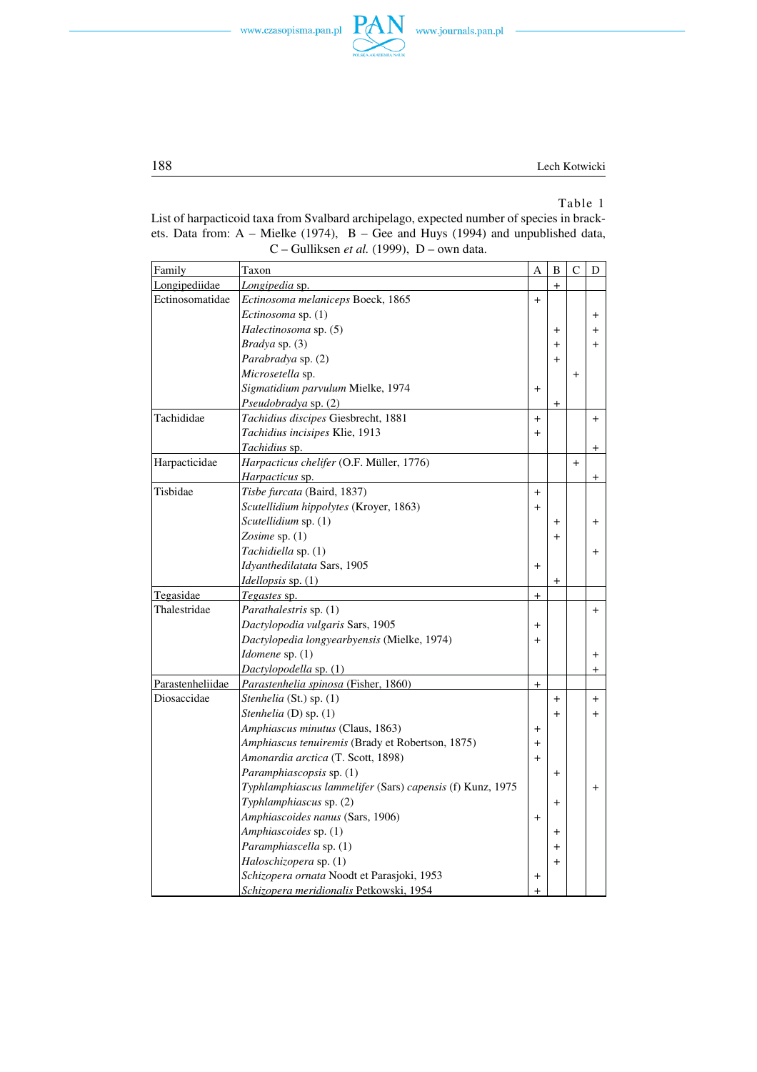Table 1

List of harpacticoid taxa from Svalbard archipelago, expected number of species in brackets. Data from: A – Mielke (1974), B – Gee and Huys (1994) and unpublished data, C – Gulliksen *et al.* (1999), D – own data.

| Family | Taxon | A | B | C | D |
|---|---|---|---|---|---|
| Longipediidae | *Longipedia* sp. | | + | | |
| Ectinosomatidae | *Ectinosoma melaniceps* Boeck, 1865 | + | | | |
| | *Ectinosoma* sp. (1) | | | | + |
| | *Halectinosoma* sp. (5) | | + | | + |
| | *Bradya* sp. (3) | | + | | + |
| | *Parabradya* sp. (2) | | + | | |
| | *Microsetella* sp. | | | + | |
| | *Sigmatidium parvulum* Mielke, 1974 | + | | | |
| | *Pseudobradya* sp. (2) | | + | | |
| Tachididae | *Tachidius discipes* Giesbrecht, 1881 | + | | | + |
| | *Tachidius incisipes* Klie, 1913 | + | | | |
| | *Tachidius* sp. | | | | + |
| Harpacticidae | *Harpacticus chelifer* (O.F. Müller, 1776) | | | + | |
| | *Harpacticus* sp. | | | | + |
| Tisbidae | *Tisbe furcata* (Baird, 1837) | + | | | |
| | *Scutellidium hippolytes* (Kroyer, 1863) | + | | | |
| | *Scutellidium* sp. (1) | | + | | + |
| | *Zosime* sp. (1) | | + | | |
| | *Tachidiella* sp. (1) | | | | + |
| | *Idyanthedilatata* Sars, 1905 | + | | | |
| | *Idellopsis* sp. (1) | | + | | |
| Tegasidae | *Tegastes* sp. | + | | | |
| Thalestridae | *Parathalestris* sp. (1) | | | | + |
| | *Dactylopodia vulgaris* Sars, 1905 | + | | | |
| | *Dactylopedia longyearbyensis* (Mielke, 1974) | + | | | |
| | *Idomene* sp. (1) | | | | + |
| | *Dactylopodella* sp. (1) | | | | + |
| Parastenheliidae | *Parastenhelia spinosa* (Fisher, 1860) | + | | | |
| Diosaccidae | *Stenhelia* (St.) sp. (1) | | + | | + |
| | *Stenhelia* (D) sp. (1) | | + | | + |
| | *Amphiascus minutus* (Claus, 1863) | + | | | |
| | *Amphiascus tenuiremis* (Brady et Robertson, 1875) | + | | | |
| | *Amonardia arctica* (T. Scott, 1898) | + | | | |
| | *Paramphiascopsis* sp. (1) | | + | | |
| | *Typhlamphiascus lammelifer* (Sars) *capensis* (f) Kunz, 1975 | | | | + |
| | *Typhlamphiascus* sp. (2) | | + | | |
| | *Amphiascoides nanus* (Sars, 1906) | + | | | |
| | *Amphiascoides* sp. (1) | | + | | |
| | *Paramphiascella* sp. (1) | | + | | |
| | *Haloschizopera* sp. (1) | | + | | |
| | *Schizopera ornata* Noodt et Parasjoki, 1953 | + | | | |
| | *Schizopera meridionalis* Petkowski, 1954 | + | | | |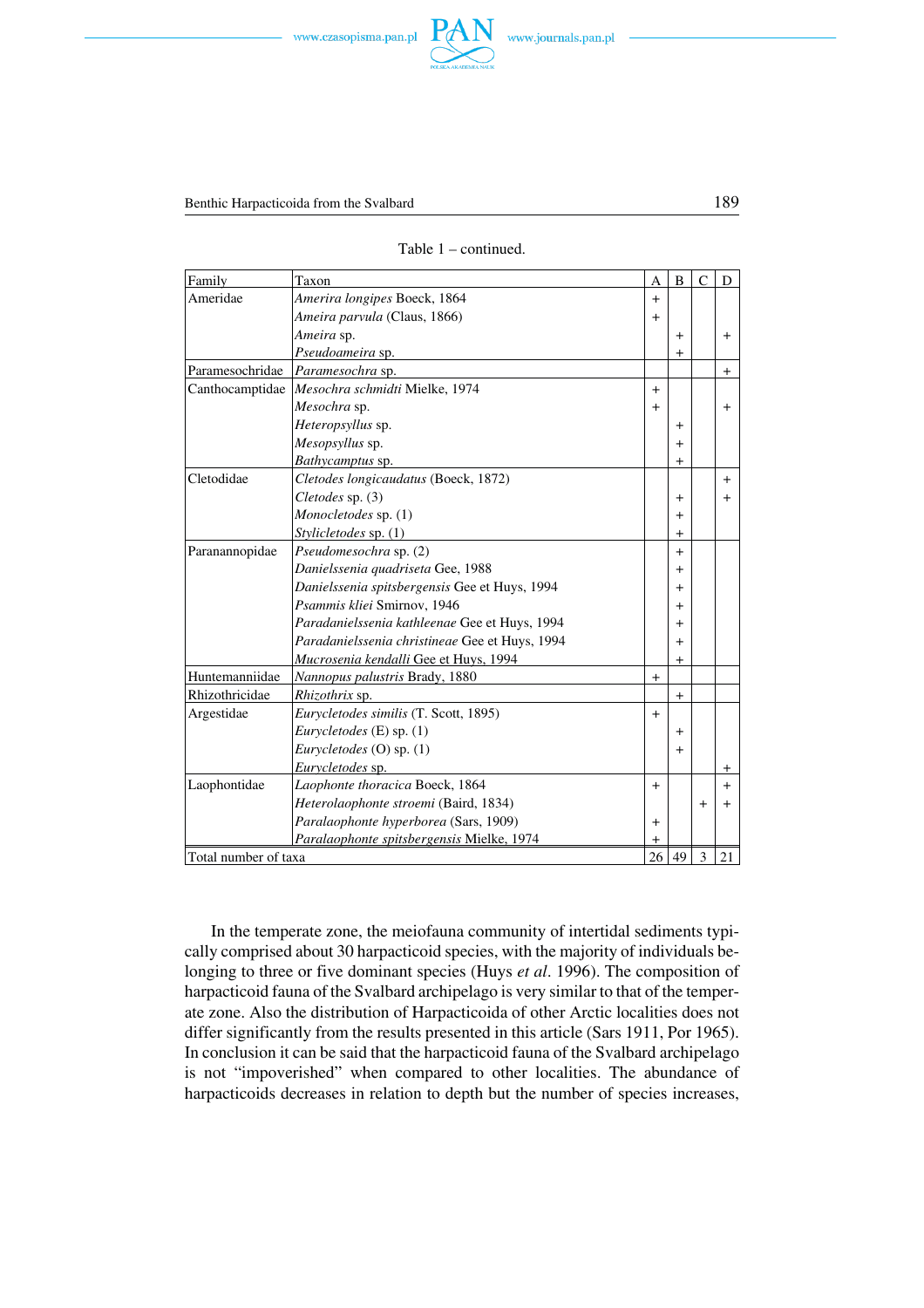Table 1 – continued.

| Family | Taxon | A | B | C | D |
|---|---|---|---|---|---|
| Ameridae | *Amerira longipes* Boeck, 1864 | + | | | |
| | *Ameira parvula* (Claus, 1866) | + | | | |
| | *Ameira* sp. | | + | | + |
| | *Pseudoameira* sp. | | + | | |
| Paramesochridae | *Paramesochra* sp. | | | | + |
| Canthocamptidae | *Mesochra schmidti* Mielke, 1974 | + | | | |
| | *Mesochra* sp. | + | | | + |
| | *Heteropsyllus* sp. | | + | | |
| | *Mesopsyllus* sp. | | + | | |
| | *Bathycamptus* sp. | | + | | |
| Cletodidae | *Cletodes longicaudatus* (Boeck, 1872) | | | | + |
| | *Cletodes* sp. (3) | | + | | + |
| | *Monocletodes* sp. (1) | | + | | |
| | *Stylicletodes* sp. (1) | | + | | |
| Paranannopidae | *Pseudomesochra* sp. (2) | | + | | |
| | *Danielssenia quadriseta* Gee, 1988 | | + | | |
| | *Danielssenia spitsbergensis* Gee et Huys, 1994 | | + | | |
| | *Psammis kliei* Smirnov, 1946 | | + | | |
| | *Paradanielssenia kathleenae* Gee et Huys, 1994 | | + | | |
| | *Paradanielssenia christineae* Gee et Huys, 1994 | | + | | |
| | *Mucrosenia kendalli* Gee et Huys, 1994 | | + | | |
| Huntemanniidae | *Nannopus palustris* Brady, 1880 | + | | | |
| Rhizothricidae | *Rhizothrix* sp. | | + | | |
| Argestidae | *Eurycletodes similis* (T. Scott, 1895) | + | | | |
| | *Eurycletodes* (E) sp. (1) | | + | | |
| | *Eurycletodes* (O) sp. (1) | | + | | |
| | *Eurycletodes* sp. | | | | + |
| Laophontidae | *Laophonte thoracica* Boeck, 1864 | + | | | + |
| | *Heterolaophonte stroemi* (Baird, 1834) | | | + | + |
| | *Paralaophonte hyperborea* (Sars, 1909) | + | | | |
| | *Paralaophonte spitsbergensis* Mielke, 1974 | + | | | |
| Total number of taxa | | 26 | 49 | 3 | 21 |

In the temperate zone, the meiofauna community of intertidal sediments typically comprised about 30 harpacticoid species, with the majority of individuals belonging to three or five dominant species (Huys *et al*. 1996). The composition of harpacticoid fauna of the Svalbard archipelago is very similar to that of the temperate zone. Also the distribution of Harpacticoida of other Arctic localities does not differ significantly from the results presented in this article (Sars 1911, Por 1965). In conclusion it can be said that the harpacticoid fauna of the Svalbard archipelago is not "impoverished" when compared to other localities. The abundance of harpacticoids decreases in relation to depth but the number of species increases,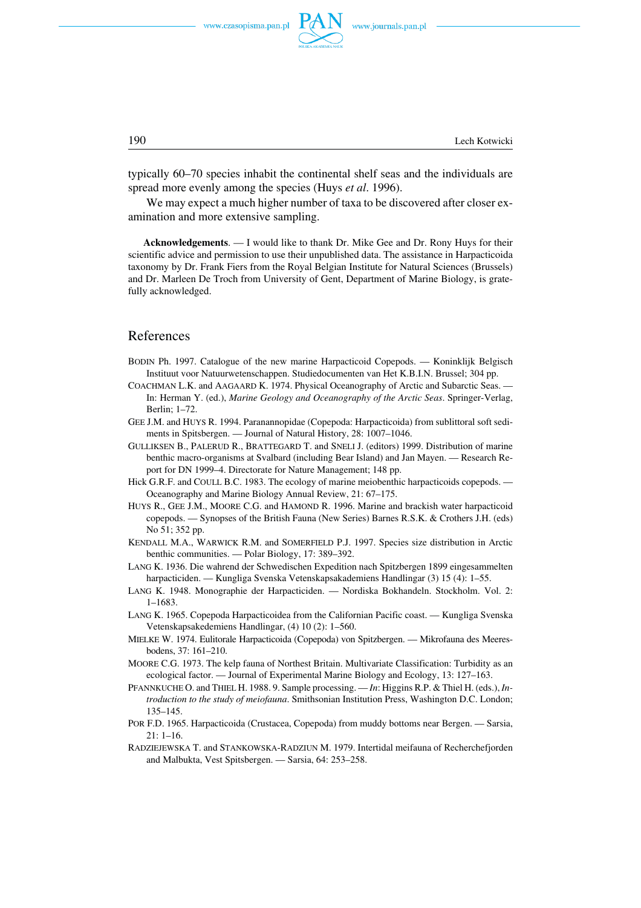typically 60–70 species inhabit the continental shelf seas and the individuals are spread more evenly among the species (Huys *et al*. 1996).

We may expect a much higher number of taxa to be discovered after closer examination and more extensive sampling.

**Acknowledgements**. — I would like to thank Dr. Mike Gee and Dr. Rony Huys for their scientific advice and permission to use their unpublished data. The assistance in Harpacticoida taxonomy by Dr. Frank Fiers from the Royal Belgian Institute for Natural Sciences (Brussels) and Dr. Marleen De Troch from University of Gent, Department of Marine Biology, is gratefully acknowledged.

## References

BODIN Ph. 1997. Catalogue of the new marine Harpacticoid Copepods. — Koninklijk Belgisch Instituut voor Natuurwetenschappen. Studiedocumenten van Het K.B.I.N. Brussel; 304 pp.

COACHMAN L.K. and AAGAARD K. 1974. Physical Oceanography of Arctic and Subarctic Seas. — In: Herman Y. (ed.), *Marine Geology and Oceanography of the Arctic Seas*. Springer-Verlag, Berlin; 1–72.

GEE J.M. and HUYS R. 1994. Paranannopidae (Copepoda: Harpacticoida) from sublittoral soft sediments in Spitsbergen. — Journal of Natural History, 28: 1007–1046.

GULLIKSEN B., PALERUD R., BRATTEGARD T. and SNELI J. (editors) 1999. Distribution of marine benthic macro-organisms at Svalbard (including Bear Island) and Jan Mayen. — Research Report for DN 1999–4. Directorate for Nature Management; 148 pp.

Hick G.R.F. and COULL B.C. 1983. The ecology of marine meiobenthic harpacticoids copepods. — Oceanography and Marine Biology Annual Review, 21: 67–175.

HUYS R., GEE J.M., MOORE C.G. and HAMOND R. 1996. Marine and brackish water harpacticoid copepods. — Synopses of the British Fauna (New Series) Barnes R.S.K. & Crothers J.H. (eds) No 51; 352 pp.

KENDALL M.A., WARWICK R.M. and SOMERFIELD P.J. 1997. Species size distribution in Arctic benthic communities. — Polar Biology, 17: 389–392.

LANG K. 1936. Die wahrend der Schwedischen Expedition nach Spitzbergen 1899 eingesammelten harpacticiden. — Kungliga Svenska Vetenskapsakademiens Handlingar (3) 15 (4): 1–55.

LANG K. 1948. Monographie der Harpacticiden. — Nordiska Bokhandeln. Stockholm. Vol. 2: 1–1683.

LANG K. 1965. Copepoda Harpacticoidea from the Californian Pacific coast. — Kungliga Svenska Vetenskapsakedemiens Handlingar, (4) 10 (2): 1–560.

MIELKE W. 1974. Eulitorale Harpacticoida (Copepoda) von Spitzbergen. — Mikrofauna des Meeresbodens, 37: 161–210.

MOORE C.G. 1973. The kelp fauna of Northest Britain. Multivariate Classification: Turbidity as an ecological factor. — Journal of Experimental Marine Biology and Ecology, 13: 127–163.

PFANNKUCHE O. and THIEL H. 1988. 9. Sample processing. — *In*: Higgins R.P. & Thiel H. (eds.), *Introduction to the study of meiofauna*. Smithsonian Institution Press, Washington D.C. London; 135–145.

POR F.D. 1965. Harpacticoida (Crustacea, Copepoda) from muddy bottoms near Bergen. — Sarsia, 21: 1–16.

RADZIEJEWSKA T. and STANKOWSKA-RADZIUN M. 1979. Intertidal meifauna of Recherchefjorden and Malbukta, Vest Spitsbergen. — Sarsia, 64: 253–258.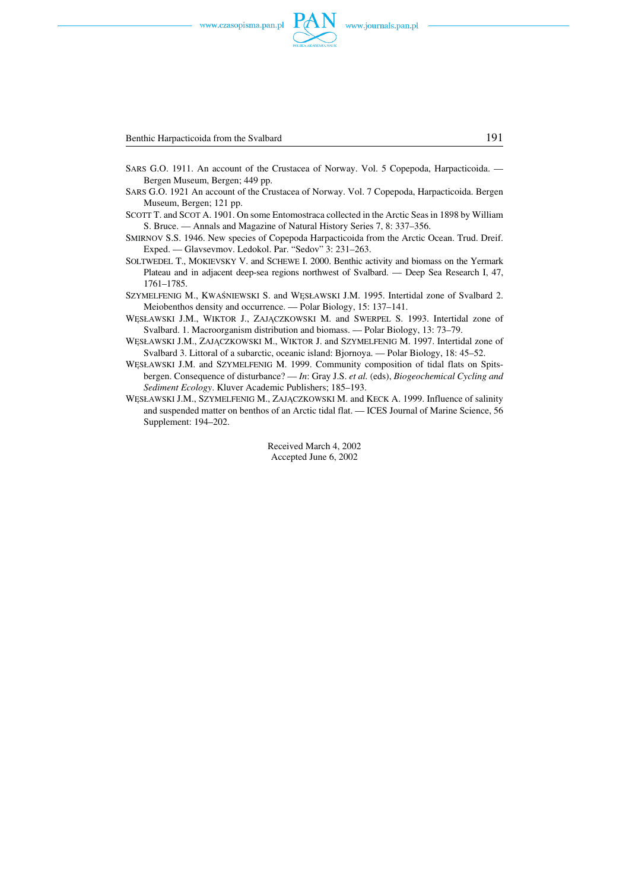SARS G.O. 1911. An account of the Crustacea of Norway. Vol. 5 Copepoda, Harpacticoida. — Bergen Museum, Bergen; 449 pp.

SARS G.O. 1921 An account of the Crustacea of Norway. Vol. 7 Copepoda, Harpacticoida. Bergen Museum, Bergen; 121 pp.

SCOTT T. and SCOT A. 1901. On some Entomostraca collected in the Arctic Seas in 1898 by William S. Bruce. — Annals and Magazine of Natural History Series 7, 8: 337–356.

SMIRNOV S.S. 1946. New species of Copepoda Harpacticoida from the Arctic Ocean. Trud. Dreif. Exped. — Glavsevmov. Ledokol. Par. "Sedov" 3: 231–263.

SOLTWEDEL T., MOKIEVSKY V. and SCHEWE I. 2000. Benthic activity and biomass on the Yermark Plateau and in adjacent deep-sea regions northwest of Svalbard. — Deep Sea Research I, 47, 1761–1785.

SZYMELFENIG M., KWAŚNIEWSKI S. and WĘSŁAWSKI J.M. 1995. Intertidal zone of Svalbard 2. Meiobenthos density and occurrence. — Polar Biology, 15: 137–141.

WĘSŁAWSKI J.M., WIKTOR J., ZAJĄCZKOWSKI M. and SWERPEL S. 1993. Intertidal zone of Svalbard. 1. Macroorganism distribution and biomass. — Polar Biology, 13: 73–79.

WĘSŁAWSKI J.M., ZAJĄCZKOWSKI M., WIKTOR J. and SZYMELFENIG M. 1997. Intertidal zone of Svalbard 3. Littoral of a subarctic, oceanic island: Bjornoya. — Polar Biology, 18: 45–52.

WĘSŁAWSKI J.M. and SZYMELFENIG M. 1999. Community composition of tidal flats on Spitsbergen. Consequence of disturbance? — *In*: Gray J.S. *et al.* (eds), *Biogeochemical Cycling and Sediment Ecology*. Kluver Academic Publishers; 185–193.

WĘSŁAWSKI J.M., SZYMELFENIG M., ZAJĄCZKOWSKI M. and KECK A. 1999. Influence of salinity and suspended matter on benthos of an Arctic tidal flat. — ICES Journal of Marine Science, 56 Supplement: 194–202.

Received March 4, 2002
Accepted June 6, 2002